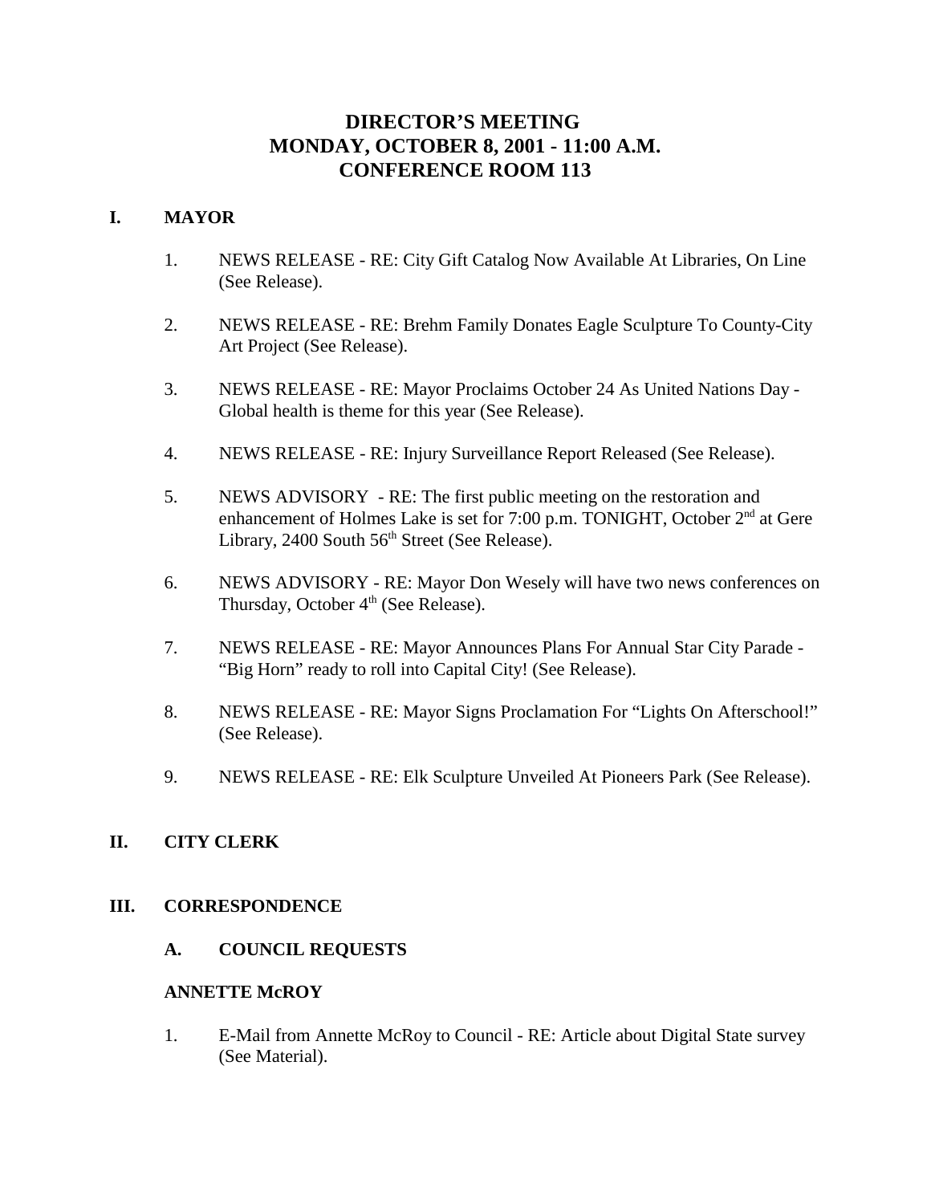# DIRECTOR'S MEETING
# MONDAY, OCTOBER 8, 2001 - 11:00 A.M.
# CONFERENCE ROOM 113

## I. MAYOR

1. NEWS RELEASE - RE: City Gift Catalog Now Available At Libraries, On Line (See Release).

2. NEWS RELEASE - RE: Brehm Family Donates Eagle Sculpture To County-City Art Project (See Release).

3. NEWS RELEASE - RE: Mayor Proclaims October 24 As United Nations Day - Global health is theme for this year (See Release).

4. NEWS RELEASE - RE: Injury Surveillance Report Released (See Release).

5. NEWS ADVISORY - RE: The first public meeting on the restoration and enhancement of Holmes Lake is set for 7:00 p.m. TONIGHT, October 2nd at Gere Library, 2400 South 56th Street (See Release).

6. NEWS ADVISORY - RE: Mayor Don Wesely will have two news conferences on Thursday, October 4th (See Release).

7. NEWS RELEASE - RE: Mayor Announces Plans For Annual Star City Parade - "Big Horn" ready to roll into Capital City! (See Release).

8. NEWS RELEASE - RE: Mayor Signs Proclamation For "Lights On Afterschool!" (See Release).

9. NEWS RELEASE - RE: Elk Sculpture Unveiled At Pioneers Park (See Release).

## II. CITY CLERK

## III. CORRESPONDENCE

### A. COUNCIL REQUESTS

**ANNETTE McROY**

1. E-Mail from Annette McRoy to Council - RE: Article about Digital State survey (See Material).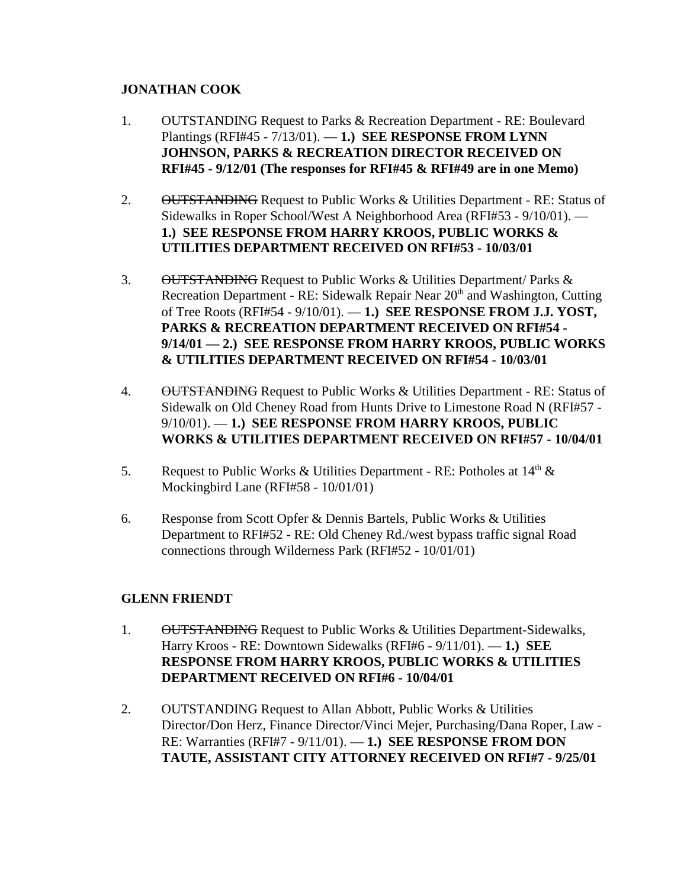**JONATHAN COOK**

1. OUTSTANDING Request to Parks & Recreation Department - RE: Boulevard Plantings (RFI#45 - 7/13/01). — **1.) SEE RESPONSE FROM LYNN JOHNSON, PARKS & RECREATION DIRECTOR RECEIVED ON RFI#45 - 9/12/01 (The responses for RFI#45 & RFI#49 are in one Memo)**

2. ~~OUTSTANDING~~ Request to Public Works & Utilities Department - RE: Status of Sidewalks in Roper School/West A Neighborhood Area (RFI#53 - 9/10/01). — **1.) SEE RESPONSE FROM HARRY KROOS, PUBLIC WORKS & UTILITIES DEPARTMENT RECEIVED ON RFI#53 - 10/03/01**

3. ~~OUTSTANDING~~ Request to Public Works & Utilities Department/ Parks & Recreation Department - RE: Sidewalk Repair Near 20th and Washington, Cutting of Tree Roots (RFI#54 - 9/10/01). — **1.) SEE RESPONSE FROM J.J. YOST, PARKS & RECREATION DEPARTMENT RECEIVED ON RFI#54 - 9/14/01 — 2.) SEE RESPONSE FROM HARRY KROOS, PUBLIC WORKS & UTILITIES DEPARTMENT RECEIVED ON RFI#54 - 10/03/01**

4. ~~OUTSTANDING~~ Request to Public Works & Utilities Department - RE: Status of Sidewalk on Old Cheney Road from Hunts Drive to Limestone Road N (RFI#57 - 9/10/01). — **1.) SEE RESPONSE FROM HARRY KROOS, PUBLIC WORKS & UTILITIES DEPARTMENT RECEIVED ON RFI#57 - 10/04/01**

5. Request to Public Works & Utilities Department - RE: Potholes at 14th & Mockingbird Lane (RFI#58 - 10/01/01)

6. Response from Scott Opfer & Dennis Bartels, Public Works & Utilities Department to RFI#52 - RE: Old Cheney Rd./west bypass traffic signal Road connections through Wilderness Park (RFI#52 - 10/01/01)

**GLENN FRIENDT**

1. ~~OUTSTANDING~~ Request to Public Works & Utilities Department-Sidewalks, Harry Kroos - RE: Downtown Sidewalks (RFI#6 - 9/11/01). — **1.) SEE RESPONSE FROM HARRY KROOS, PUBLIC WORKS & UTILITIES DEPARTMENT RECEIVED ON RFI#6 - 10/04/01**

2. OUTSTANDING Request to Allan Abbott, Public Works & Utilities Director/Don Herz, Finance Director/Vinci Mejer, Purchasing/Dana Roper, Law - RE: Warranties (RFI#7 - 9/11/01). — **1.) SEE RESPONSE FROM DON TAUTE, ASSISTANT CITY ATTORNEY RECEIVED ON RFI#7 - 9/25/01**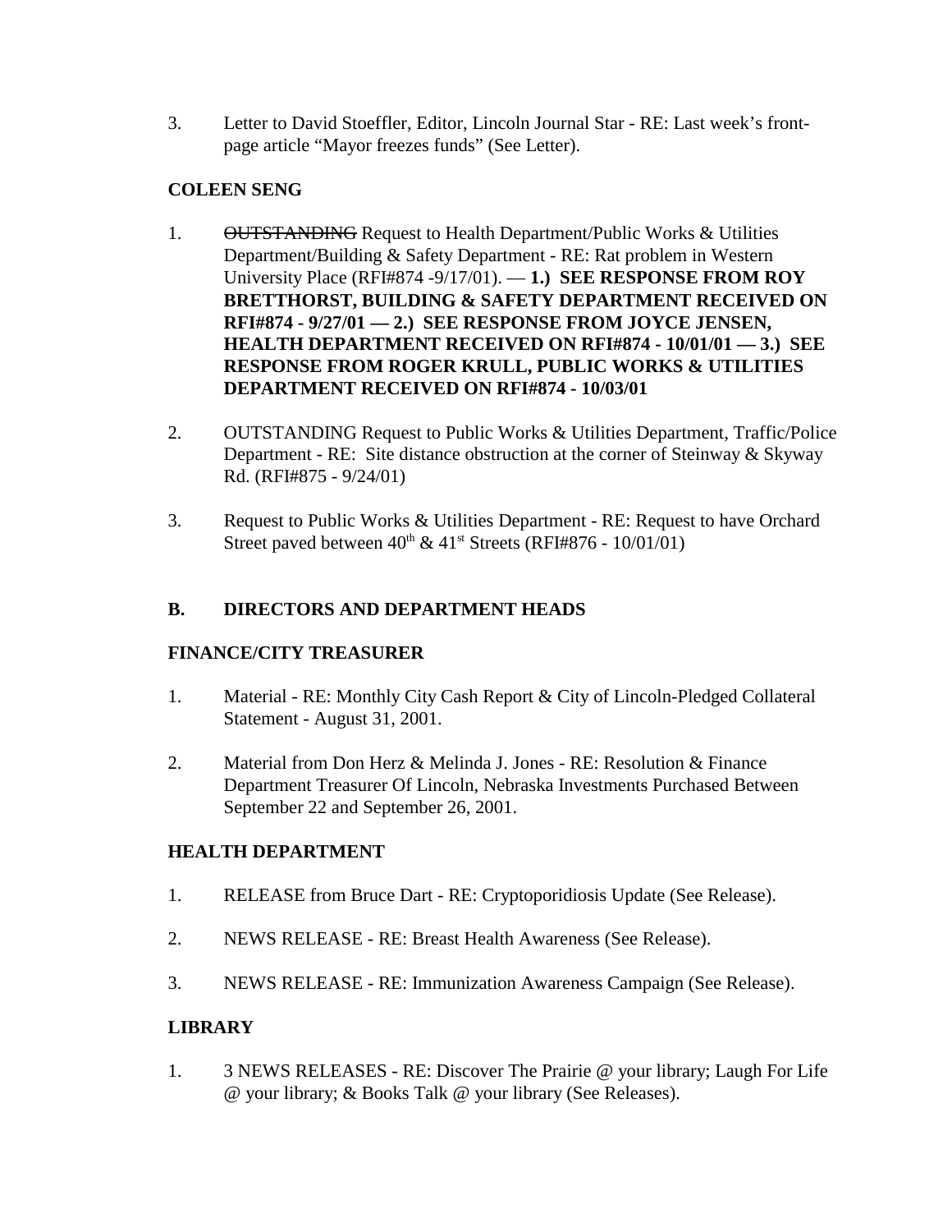3. Letter to David Stoeffler, Editor, Lincoln Journal Star - RE: Last week's front-page article "Mayor freezes funds" (See Letter).

**COLEEN SENG**

1. ~~OUTSTANDING~~ Request to Health Department/Public Works & Utilities Department/Building & Safety Department - RE: Rat problem in Western University Place (RFI#874 -9/17/01). — **1.) SEE RESPONSE FROM ROY BRETTHORST, BUILDING & SAFETY DEPARTMENT RECEIVED ON RFI#874 - 9/27/01 — 2.) SEE RESPONSE FROM JOYCE JENSEN, HEALTH DEPARTMENT RECEIVED ON RFI#874 - 10/01/01 — 3.) SEE RESPONSE FROM ROGER KRULL, PUBLIC WORKS & UTILITIES DEPARTMENT RECEIVED ON RFI#874 - 10/03/01**

2. OUTSTANDING Request to Public Works & Utilities Department, Traffic/Police Department - RE: Site distance obstruction at the corner of Steinway & Skyway Rd. (RFI#875 - 9/24/01)

3. Request to Public Works & Utilities Department - RE: Request to have Orchard Street paved between 40th & 41st Streets (RFI#876 - 10/01/01)

## B. DIRECTORS AND DEPARTMENT HEADS

**FINANCE/CITY TREASURER**

1. Material - RE: Monthly City Cash Report & City of Lincoln-Pledged Collateral Statement - August 31, 2001.

2. Material from Don Herz & Melinda J. Jones - RE: Resolution & Finance Department Treasurer Of Lincoln, Nebraska Investments Purchased Between September 22 and September 26, 2001.

**HEALTH DEPARTMENT**

1. RELEASE from Bruce Dart - RE: Cryptoporidiosis Update (See Release).

2. NEWS RELEASE - RE: Breast Health Awareness (See Release).

3. NEWS RELEASE - RE: Immunization Awareness Campaign (See Release).

**LIBRARY**

1. 3 NEWS RELEASES - RE: Discover The Prairie @ your library; Laugh For Life @ your library; & Books Talk @ your library (See Releases).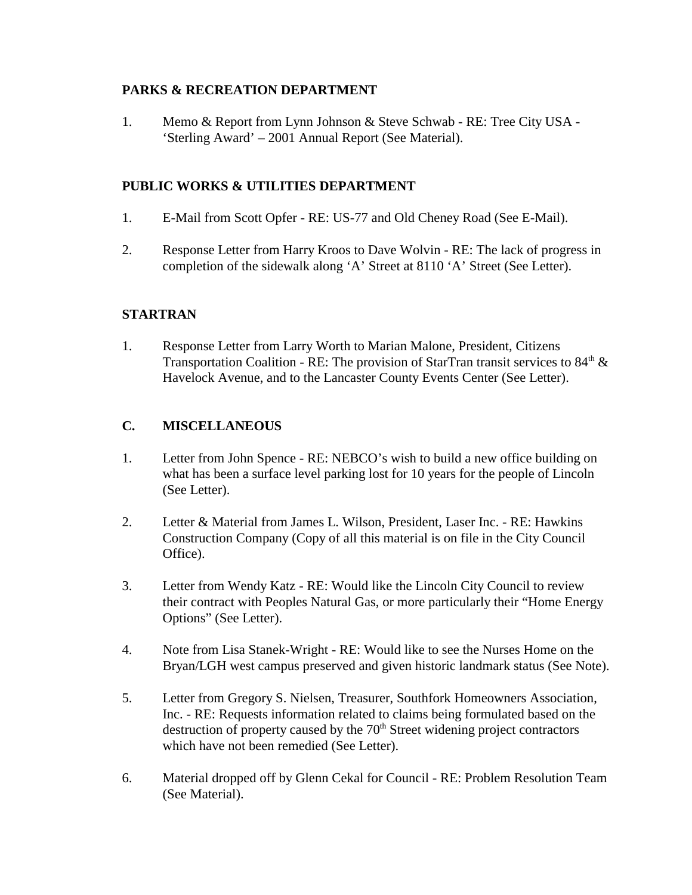**PARKS & RECREATION DEPARTMENT**

1. Memo & Report from Lynn Johnson & Steve Schwab - RE: Tree City USA - ‘Sterling Award’ – 2001 Annual Report (See Material).

**PUBLIC WORKS & UTILITIES DEPARTMENT**

1. E-Mail from Scott Opfer - RE: US-77 and Old Cheney Road (See E-Mail).

2. Response Letter from Harry Kroos to Dave Wolvin - RE: The lack of progress in completion of the sidewalk along ‘A’ Street at 8110 ‘A’ Street (See Letter).

**STARTRAN**

1. Response Letter from Larry Worth to Marian Malone, President, Citizens Transportation Coalition - RE: The provision of StarTran transit services to 84th & Havelock Avenue, and to the Lancaster County Events Center (See Letter).

**C. MISCELLANEOUS**

1. Letter from John Spence - RE: NEBCO’s wish to build a new office building on what has been a surface level parking lost for 10 years for the people of Lincoln (See Letter).

2. Letter & Material from James L. Wilson, President, Laser Inc. - RE: Hawkins Construction Company (Copy of all this material is on file in the City Council Office).

3. Letter from Wendy Katz - RE: Would like the Lincoln City Council to review their contract with Peoples Natural Gas, or more particularly their “Home Energy Options” (See Letter).

4. Note from Lisa Stanek-Wright - RE: Would like to see the Nurses Home on the Bryan/LGH west campus preserved and given historic landmark status (See Note).

5. Letter from Gregory S. Nielsen, Treasurer, Southfork Homeowners Association, Inc. - RE: Requests information related to claims being formulated based on the destruction of property caused by the 70th Street widening project contractors which have not been remedied (See Letter).

6. Material dropped off by Glenn Cekal for Council - RE: Problem Resolution Team (See Material).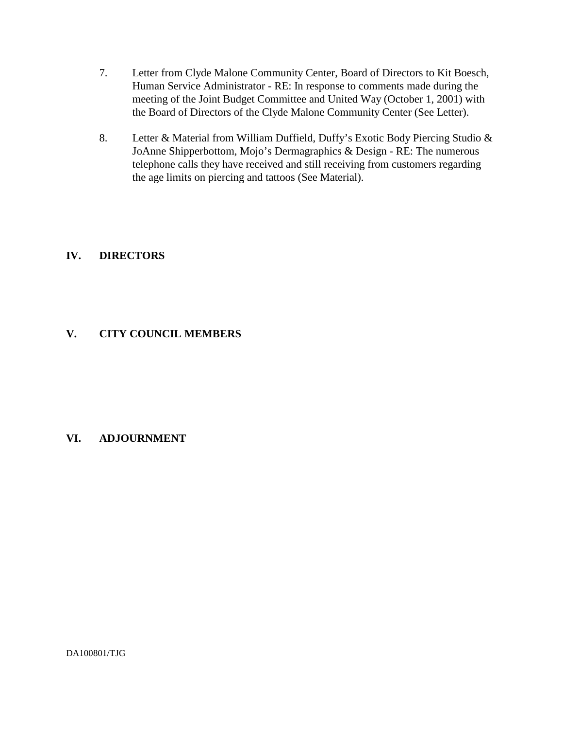7. Letter from Clyde Malone Community Center, Board of Directors to Kit Boesch, Human Service Administrator - RE: In response to comments made during the meeting of the Joint Budget Committee and United Way (October 1, 2001) with the Board of Directors of the Clyde Malone Community Center (See Letter).

8. Letter & Material from William Duffield, Duffy's Exotic Body Piercing Studio & JoAnne Shipperbottom, Mojo's Dermagraphics & Design - RE: The numerous telephone calls they have received and still receiving from customers regarding the age limits on piercing and tattoos (See Material).

## IV. DIRECTORS

## V. CITY COUNCIL MEMBERS

## VI. ADJOURNMENT

DA100801/TJG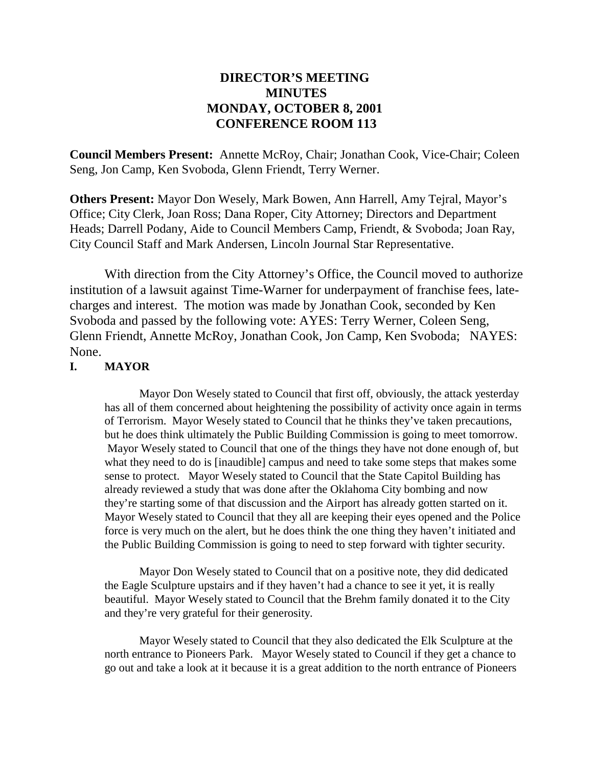# DIRECTOR'S MEETING
# MINUTES
# MONDAY, OCTOBER 8, 2001
# CONFERENCE ROOM 113

**Council Members Present:** Annette McRoy, Chair; Jonathan Cook, Vice-Chair; Coleen Seng, Jon Camp, Ken Svoboda, Glenn Friendt, Terry Werner.

**Others Present:** Mayor Don Wesely, Mark Bowen, Ann Harrell, Amy Tejral, Mayor's Office; City Clerk, Joan Ross; Dana Roper, City Attorney; Directors and Department Heads; Darrell Podany, Aide to Council Members Camp, Friendt, & Svoboda; Joan Ray, City Council Staff and Mark Andersen, Lincoln Journal Star Representative.

With direction from the City Attorney's Office, the Council moved to authorize institution of a lawsuit against Time-Warner for underpayment of franchise fees, late-charges and interest. The motion was made by Jonathan Cook, seconded by Ken Svoboda and passed by the following vote: AYES: Terry Werner, Coleen Seng, Glenn Friendt, Annette McRoy, Jonathan Cook, Jon Camp, Ken Svoboda; NAYES: None.

**I. MAYOR**

Mayor Don Wesely stated to Council that first off, obviously, the attack yesterday has all of them concerned about heightening the possibility of activity once again in terms of Terrorism. Mayor Wesely stated to Council that he thinks they've taken precautions, but he does think ultimately the Public Building Commission is going to meet tomorrow. Mayor Wesely stated to Council that one of the things they have not done enough of, but what they need to do is [inaudible] campus and need to take some steps that makes some sense to protect. Mayor Wesely stated to Council that the State Capitol Building has already reviewed a study that was done after the Oklahoma City bombing and now they're starting some of that discussion and the Airport has already gotten started on it. Mayor Wesely stated to Council that they all are keeping their eyes opened and the Police force is very much on the alert, but he does think the one thing they haven't initiated and the Public Building Commission is going to need to step forward with tighter security.

Mayor Don Wesely stated to Council that on a positive note, they did dedicated the Eagle Sculpture upstairs and if they haven't had a chance to see it yet, it is really beautiful. Mayor Wesely stated to Council that the Brehm family donated it to the City and they're very grateful for their generosity.

Mayor Wesely stated to Council that they also dedicated the Elk Sculpture at the north entrance to Pioneers Park. Mayor Wesely stated to Council if they get a chance to go out and take a look at it because it is a great addition to the north entrance of Pioneers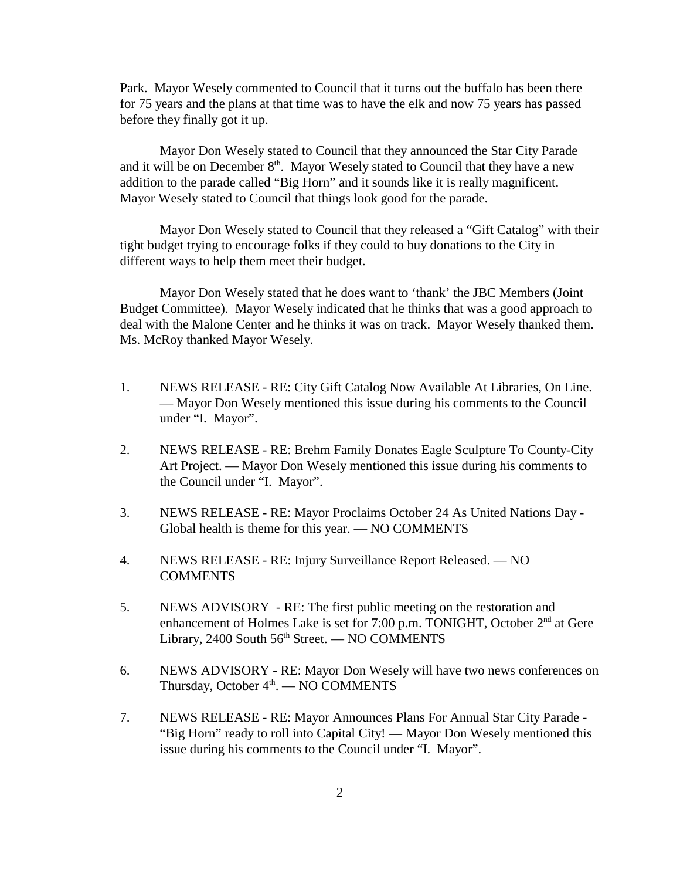Park. Mayor Wesely commented to Council that it turns out the buffalo has been there for 75 years and the plans at that time was to have the elk and now 75 years has passed before they finally got it up.

Mayor Don Wesely stated to Council that they announced the Star City Parade and it will be on December 8th. Mayor Wesely stated to Council that they have a new addition to the parade called "Big Horn" and it sounds like it is really magnificent. Mayor Wesely stated to Council that things look good for the parade.

Mayor Don Wesely stated to Council that they released a "Gift Catalog" with their tight budget trying to encourage folks if they could to buy donations to the City in different ways to help them meet their budget.

Mayor Don Wesely stated that he does want to 'thank' the JBC Members (Joint Budget Committee). Mayor Wesely indicated that he thinks that was a good approach to deal with the Malone Center and he thinks it was on track. Mayor Wesely thanked them. Ms. McRoy thanked Mayor Wesely.

1. NEWS RELEASE - RE: City Gift Catalog Now Available At Libraries, On Line. — Mayor Don Wesely mentioned this issue during his comments to the Council under "I. Mayor".

2. NEWS RELEASE - RE: Brehm Family Donates Eagle Sculpture To County-City Art Project. — Mayor Don Wesely mentioned this issue during his comments to the Council under "I. Mayor".

3. NEWS RELEASE - RE: Mayor Proclaims October 24 As United Nations Day - Global health is theme for this year. — NO COMMENTS

4. NEWS RELEASE - RE: Injury Surveillance Report Released. — NO COMMENTS

5. NEWS ADVISORY - RE: The first public meeting on the restoration and enhancement of Holmes Lake is set for 7:00 p.m. TONIGHT, October 2nd at Gere Library, 2400 South 56th Street. — NO COMMENTS

6. NEWS ADVISORY - RE: Mayor Don Wesely will have two news conferences on Thursday, October 4th. — NO COMMENTS

7. NEWS RELEASE - RE: Mayor Announces Plans For Annual Star City Parade - "Big Horn" ready to roll into Capital City! — Mayor Don Wesely mentioned this issue during his comments to the Council under "I. Mayor".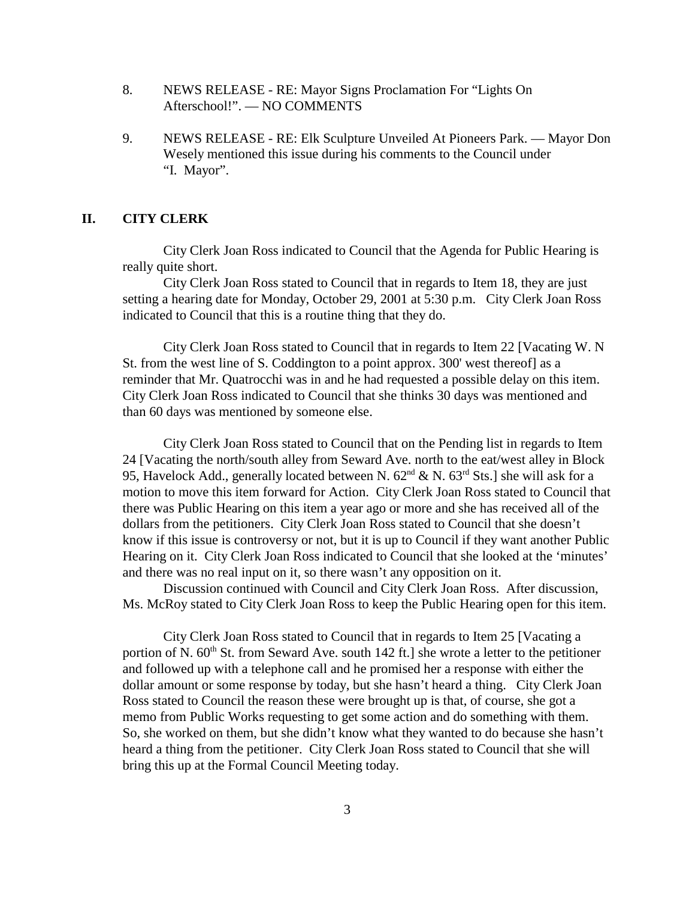8. NEWS RELEASE - RE: Mayor Signs Proclamation For "Lights On Afterschool!". — NO COMMENTS

9. NEWS RELEASE - RE: Elk Sculpture Unveiled At Pioneers Park. — Mayor Don Wesely mentioned this issue during his comments to the Council under "I. Mayor".

## II. CITY CLERK

City Clerk Joan Ross indicated to Council that the Agenda for Public Hearing is really quite short.

City Clerk Joan Ross stated to Council that in regards to Item 18, they are just setting a hearing date for Monday, October 29, 2001 at 5:30 p.m. City Clerk Joan Ross indicated to Council that this is a routine thing that they do.

City Clerk Joan Ross stated to Council that in regards to Item 22 [Vacating W. N St. from the west line of S. Coddington to a point approx. 300' west thereof] as a reminder that Mr. Quatrocchi was in and he had requested a possible delay on this item. City Clerk Joan Ross indicated to Council that she thinks 30 days was mentioned and than 60 days was mentioned by someone else.

City Clerk Joan Ross stated to Council that on the Pending list in regards to Item 24 [Vacating the north/south alley from Seward Ave. north to the eat/west alley in Block 95, Havelock Add., generally located between N. 62nd & N. 63rd Sts.] she will ask for a motion to move this item forward for Action. City Clerk Joan Ross stated to Council that there was Public Hearing on this item a year ago or more and she has received all of the dollars from the petitioners. City Clerk Joan Ross stated to Council that she doesn't know if this issue is controversy or not, but it is up to Council if they want another Public Hearing on it. City Clerk Joan Ross indicated to Council that she looked at the 'minutes' and there was no real input on it, so there wasn't any opposition on it.

Discussion continued with Council and City Clerk Joan Ross. After discussion, Ms. McRoy stated to City Clerk Joan Ross to keep the Public Hearing open for this item.

City Clerk Joan Ross stated to Council that in regards to Item 25 [Vacating a portion of N. 60th St. from Seward Ave. south 142 ft.] she wrote a letter to the petitioner and followed up with a telephone call and he promised her a response with either the dollar amount or some response by today, but she hasn't heard a thing. City Clerk Joan Ross stated to Council the reason these were brought up is that, of course, she got a memo from Public Works requesting to get some action and do something with them. So, she worked on them, but she didn't know what they wanted to do because she hasn't heard a thing from the petitioner. City Clerk Joan Ross stated to Council that she will bring this up at the Formal Council Meeting today.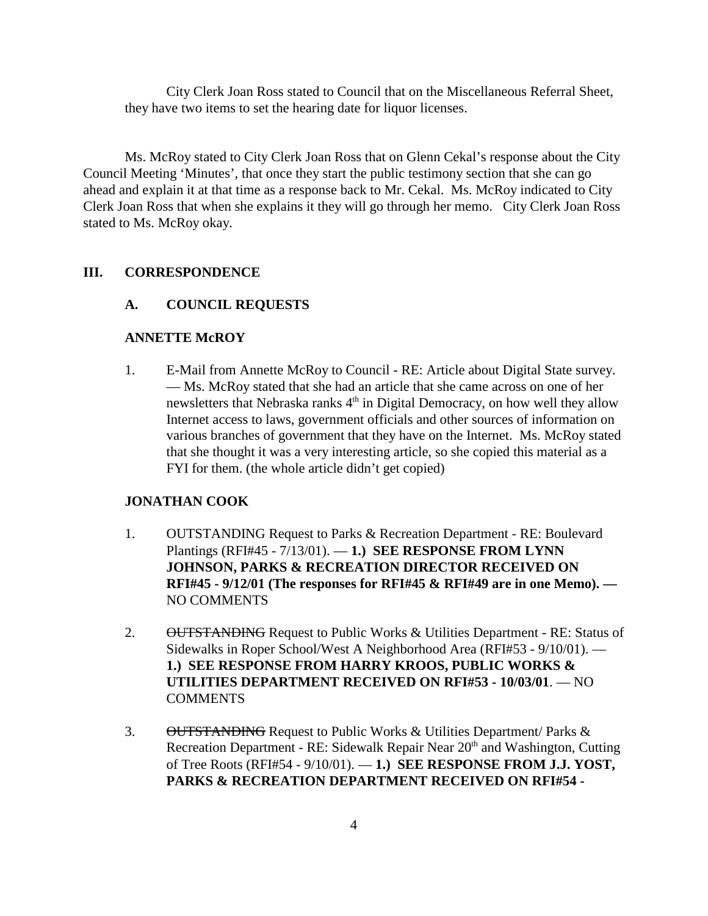City Clerk Joan Ross stated to Council that on the Miscellaneous Referral Sheet, they have two items to set the hearing date for liquor licenses.

Ms. McRoy stated to City Clerk Joan Ross that on Glenn Cekal's response about the City Council Meeting 'Minutes', that once they start the public testimony section that she can go ahead and explain it at that time as a response back to Mr. Cekal. Ms. McRoy indicated to City Clerk Joan Ross that when she explains it they will go through her memo. City Clerk Joan Ross stated to Ms. McRoy okay.

## III. CORRESPONDENCE

### A. COUNCIL REQUESTS

**ANNETTE McROY**

1. E-Mail from Annette McRoy to Council - RE: Article about Digital State survey. — Ms. McRoy stated that she had an article that she came across on one of her newsletters that Nebraska ranks 4th in Digital Democracy, on how well they allow Internet access to laws, government officials and other sources of information on various branches of government that they have on the Internet. Ms. McRoy stated that she thought it was a very interesting article, so she copied this material as a FYI for them. (the whole article didn't get copied)

**JONATHAN COOK**

1. OUTSTANDING Request to Parks & Recreation Department - RE: Boulevard Plantings (RFI#45 - 7/13/01). — **1.) SEE RESPONSE FROM LYNN JOHNSON, PARKS & RECREATION DIRECTOR RECEIVED ON RFI#45 - 9/12/01 (The responses for RFI#45 & RFI#49 are in one Memo). —** NO COMMENTS

2. ~~OUTSTANDING~~ Request to Public Works & Utilities Department - RE: Status of Sidewalks in Roper School/West A Neighborhood Area (RFI#53 - 9/10/01). — **1.) SEE RESPONSE FROM HARRY KROOS, PUBLIC WORKS & UTILITIES DEPARTMENT RECEIVED ON RFI#53 - 10/03/01**. — NO COMMENTS

3. ~~OUTSTANDING~~ Request to Public Works & Utilities Department/ Parks & Recreation Department - RE: Sidewalk Repair Near 20th and Washington, Cutting of Tree Roots (RFI#54 - 9/10/01). — **1.) SEE RESPONSE FROM J.J. YOST, PARKS & RECREATION DEPARTMENT RECEIVED ON RFI#54 -**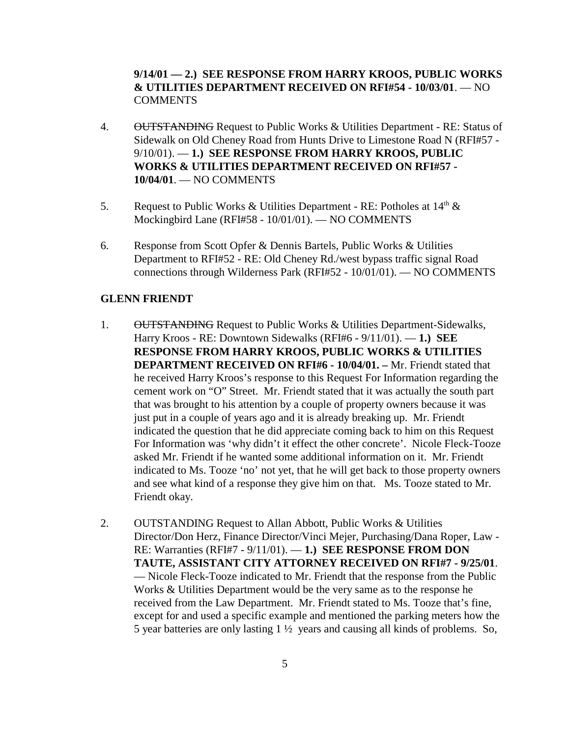**9/14/01 — 2.) SEE RESPONSE FROM HARRY KROOS, PUBLIC WORKS & UTILITIES DEPARTMENT RECEIVED ON RFI#54 - 10/03/01**. — NO COMMENTS

4. ~~OUTSTANDING~~ Request to Public Works & Utilities Department - RE: Status of Sidewalk on Old Cheney Road from Hunts Drive to Limestone Road N (RFI#57 - 9/10/01). — **1.) SEE RESPONSE FROM HARRY KROOS, PUBLIC WORKS & UTILITIES DEPARTMENT RECEIVED ON RFI#57 - 10/04/01**. — NO COMMENTS

5. Request to Public Works & Utilities Department - RE: Potholes at 14th & Mockingbird Lane (RFI#58 - 10/01/01). — NO COMMENTS

6. Response from Scott Opfer & Dennis Bartels, Public Works & Utilities Department to RFI#52 - RE: Old Cheney Rd./west bypass traffic signal Road connections through Wilderness Park (RFI#52 - 10/01/01). — NO COMMENTS

**GLENN FRIENDT**

1. ~~OUTSTANDING~~ Request to Public Works & Utilities Department-Sidewalks, Harry Kroos - RE: Downtown Sidewalks (RFI#6 - 9/11/01). — **1.) SEE RESPONSE FROM HARRY KROOS, PUBLIC WORKS & UTILITIES DEPARTMENT RECEIVED ON RFI#6 - 10/04/01. –** Mr. Friendt stated that he received Harry Kroos's response to this Request For Information regarding the cement work on "O" Street. Mr. Friendt stated that it was actually the south part that was brought to his attention by a couple of property owners because it was just put in a couple of years ago and it is already breaking up. Mr. Friendt indicated the question that he did appreciate coming back to him on this Request For Information was 'why didn't it effect the other concrete'. Nicole Fleck-Tooze asked Mr. Friendt if he wanted some additional information on it. Mr. Friendt indicated to Ms. Tooze 'no' not yet, that he will get back to those property owners and see what kind of a response they give him on that. Ms. Tooze stated to Mr. Friendt okay.

2. OUTSTANDING Request to Allan Abbott, Public Works & Utilities Director/Don Herz, Finance Director/Vinci Mejer, Purchasing/Dana Roper, Law - RE: Warranties (RFI#7 - 9/11/01). — **1.) SEE RESPONSE FROM DON TAUTE, ASSISTANT CITY ATTORNEY RECEIVED ON RFI#7 - 9/25/01**. — Nicole Fleck-Tooze indicated to Mr. Friendt that the response from the Public Works & Utilities Department would be the very same as to the response he received from the Law Department. Mr. Friendt stated to Ms. Tooze that's fine, except for and used a specific example and mentioned the parking meters how the 5 year batteries are only lasting 1 ½ years and causing all kinds of problems. So,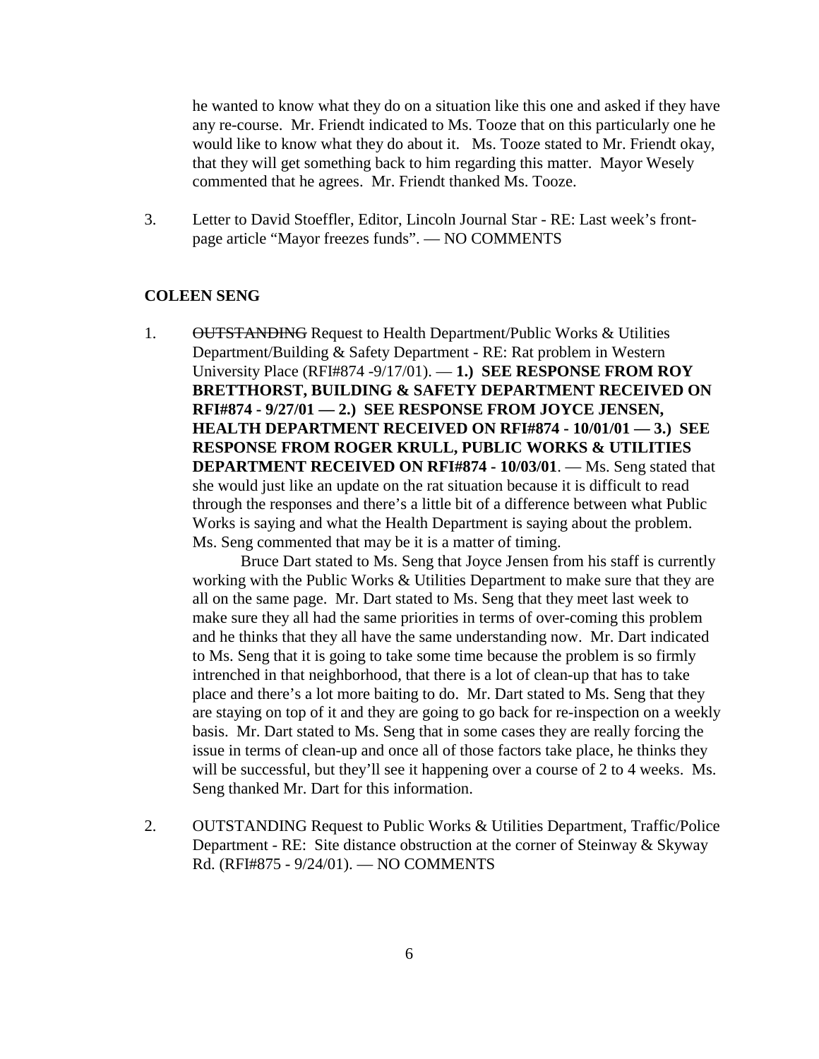he wanted to know what they do on a situation like this one and asked if they have any re-course. Mr. Friendt indicated to Ms. Tooze that on this particularly one he would like to know what they do about it. Ms. Tooze stated to Mr. Friendt okay, that they will get something back to him regarding this matter. Mayor Wesely commented that he agrees. Mr. Friendt thanked Ms. Tooze.

3. Letter to David Stoeffler, Editor, Lincoln Journal Star - RE: Last week's front-page article "Mayor freezes funds". — NO COMMENTS

**COLEEN SENG**

1. ~~OUTSTANDING~~ Request to Health Department/Public Works & Utilities Department/Building & Safety Department - RE: Rat problem in Western University Place (RFI#874 -9/17/01). — **1.) SEE RESPONSE FROM ROY BRETTHORST, BUILDING & SAFETY DEPARTMENT RECEIVED ON RFI#874 - 9/27/01 — 2.) SEE RESPONSE FROM JOYCE JENSEN, HEALTH DEPARTMENT RECEIVED ON RFI#874 - 10/01/01 — 3.) SEE RESPONSE FROM ROGER KRULL, PUBLIC WORKS & UTILITIES DEPARTMENT RECEIVED ON RFI#874 - 10/03/01**. — Ms. Seng stated that she would just like an update on the rat situation because it is difficult to read through the responses and there's a little bit of a difference between what Public Works is saying and what the Health Department is saying about the problem. Ms. Seng commented that may be it is a matter of timing.

   Bruce Dart stated to Ms. Seng that Joyce Jensen from his staff is currently working with the Public Works & Utilities Department to make sure that they are all on the same page. Mr. Dart stated to Ms. Seng that they meet last week to make sure they all had the same priorities in terms of over-coming this problem and he thinks that they all have the same understanding now. Mr. Dart indicated to Ms. Seng that it is going to take some time because the problem is so firmly intrenched in that neighborhood, that there is a lot of clean-up that has to take place and there's a lot more baiting to do. Mr. Dart stated to Ms. Seng that they are staying on top of it and they are going to go back for re-inspection on a weekly basis. Mr. Dart stated to Ms. Seng that in some cases they are really forcing the issue in terms of clean-up and once all of those factors take place, he thinks they will be successful, but they'll see it happening over a course of 2 to 4 weeks. Ms. Seng thanked Mr. Dart for this information.

2. OUTSTANDING Request to Public Works & Utilities Department, Traffic/Police Department - RE: Site distance obstruction at the corner of Steinway & Skyway Rd. (RFI#875 - 9/24/01). — NO COMMENTS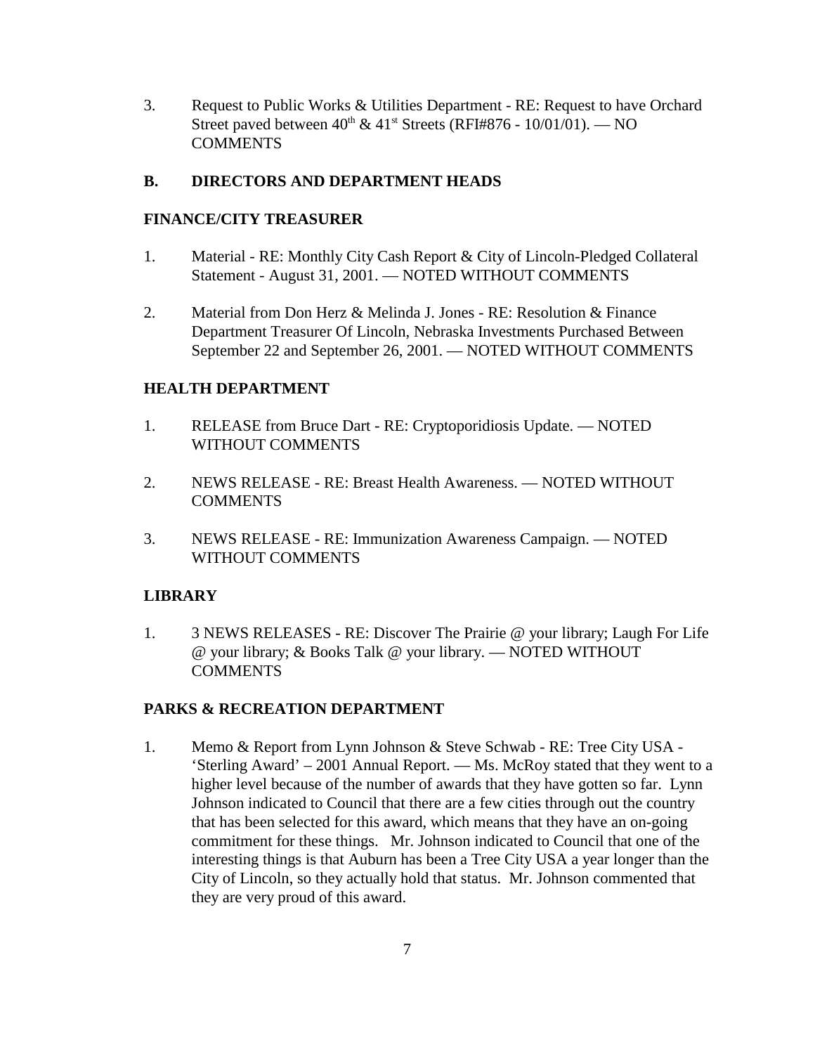3. Request to Public Works & Utilities Department - RE: Request to have Orchard Street paved between $40^{th}$ & $41^{st}$ Streets (RFI#876 - 10/01/01). — NO COMMENTS

**B. DIRECTORS AND DEPARTMENT HEADS**

**FINANCE/CITY TREASURER**

1. Material - RE: Monthly City Cash Report & City of Lincoln-Pledged Collateral Statement - August 31, 2001. — NOTED WITHOUT COMMENTS

2. Material from Don Herz & Melinda J. Jones - RE: Resolution & Finance Department Treasurer Of Lincoln, Nebraska Investments Purchased Between September 22 and September 26, 2001. — NOTED WITHOUT COMMENTS

**HEALTH DEPARTMENT**

1. RELEASE from Bruce Dart - RE: Cryptoporidiosis Update. — NOTED WITHOUT COMMENTS

2. NEWS RELEASE - RE: Breast Health Awareness. — NOTED WITHOUT COMMENTS

3. NEWS RELEASE - RE: Immunization Awareness Campaign. — NOTED WITHOUT COMMENTS

**LIBRARY**

1. 3 NEWS RELEASES - RE: Discover The Prairie @ your library; Laugh For Life @ your library; & Books Talk @ your library. — NOTED WITHOUT COMMENTS

**PARKS & RECREATION DEPARTMENT**

1. Memo & Report from Lynn Johnson & Steve Schwab - RE: Tree City USA - 'Sterling Award' – 2001 Annual Report. — Ms. McRoy stated that they went to a higher level because of the number of awards that they have gotten so far. Lynn Johnson indicated to Council that there are a few cities through out the country that has been selected for this award, which means that they have an on-going commitment for these things. Mr. Johnson indicated to Council that one of the interesting things is that Auburn has been a Tree City USA a year longer than the City of Lincoln, so they actually hold that status. Mr. Johnson commented that they are very proud of this award.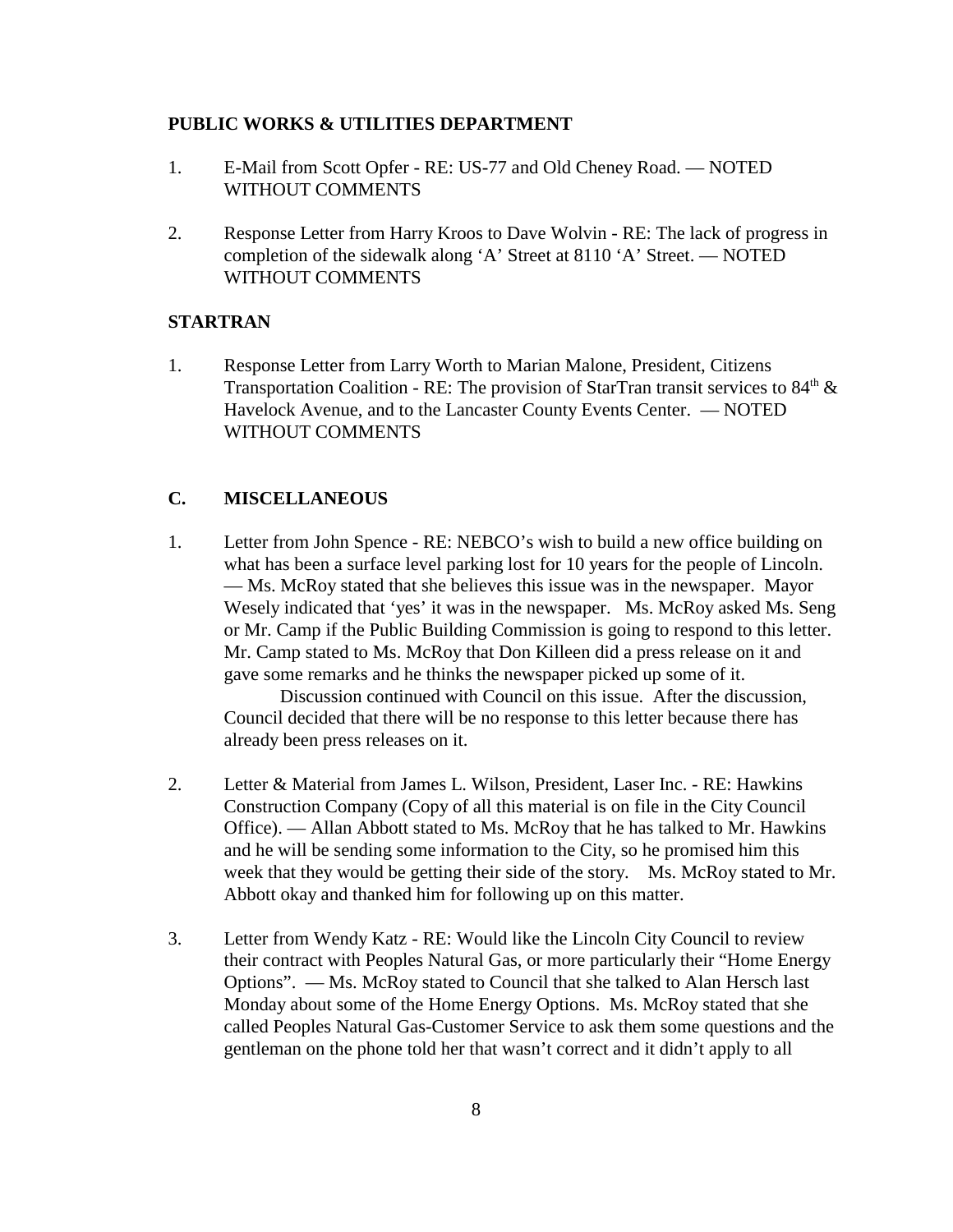**PUBLIC WORKS & UTILITIES DEPARTMENT**

1. E-Mail from Scott Opfer - RE: US-77 and Old Cheney Road. — NOTED WITHOUT COMMENTS

2. Response Letter from Harry Kroos to Dave Wolvin - RE: The lack of progress in completion of the sidewalk along 'A' Street at 8110 'A' Street. — NOTED WITHOUT COMMENTS

**STARTRAN**

1. Response Letter from Larry Worth to Marian Malone, President, Citizens Transportation Coalition - RE: The provision of StarTran transit services to 84th & Havelock Avenue, and to the Lancaster County Events Center. — NOTED WITHOUT COMMENTS

## C. MISCELLANEOUS

1. Letter from John Spence - RE: NEBCO's wish to build a new office building on what has been a surface level parking lost for 10 years for the people of Lincoln. — Ms. McRoy stated that she believes this issue was in the newspaper. Mayor Wesely indicated that 'yes' it was in the newspaper. Ms. McRoy asked Ms. Seng or Mr. Camp if the Public Building Commission is going to respond to this letter. Mr. Camp stated to Ms. McRoy that Don Killeen did a press release on it and gave some remarks and he thinks the newspaper picked up some of it.
   Discussion continued with Council on this issue. After the discussion, Council decided that there will be no response to this letter because there has already been press releases on it.

2. Letter & Material from James L. Wilson, President, Laser Inc. - RE: Hawkins Construction Company (Copy of all this material is on file in the City Council Office). — Allan Abbott stated to Ms. McRoy that he has talked to Mr. Hawkins and he will be sending some information to the City, so he promised him this week that they would be getting their side of the story. Ms. McRoy stated to Mr. Abbott okay and thanked him for following up on this matter.

3. Letter from Wendy Katz - RE: Would like the Lincoln City Council to review their contract with Peoples Natural Gas, or more particularly their "Home Energy Options". — Ms. McRoy stated to Council that she talked to Alan Hersch last Monday about some of the Home Energy Options. Ms. McRoy stated that she called Peoples Natural Gas-Customer Service to ask them some questions and the gentleman on the phone told her that wasn't correct and it didn't apply to all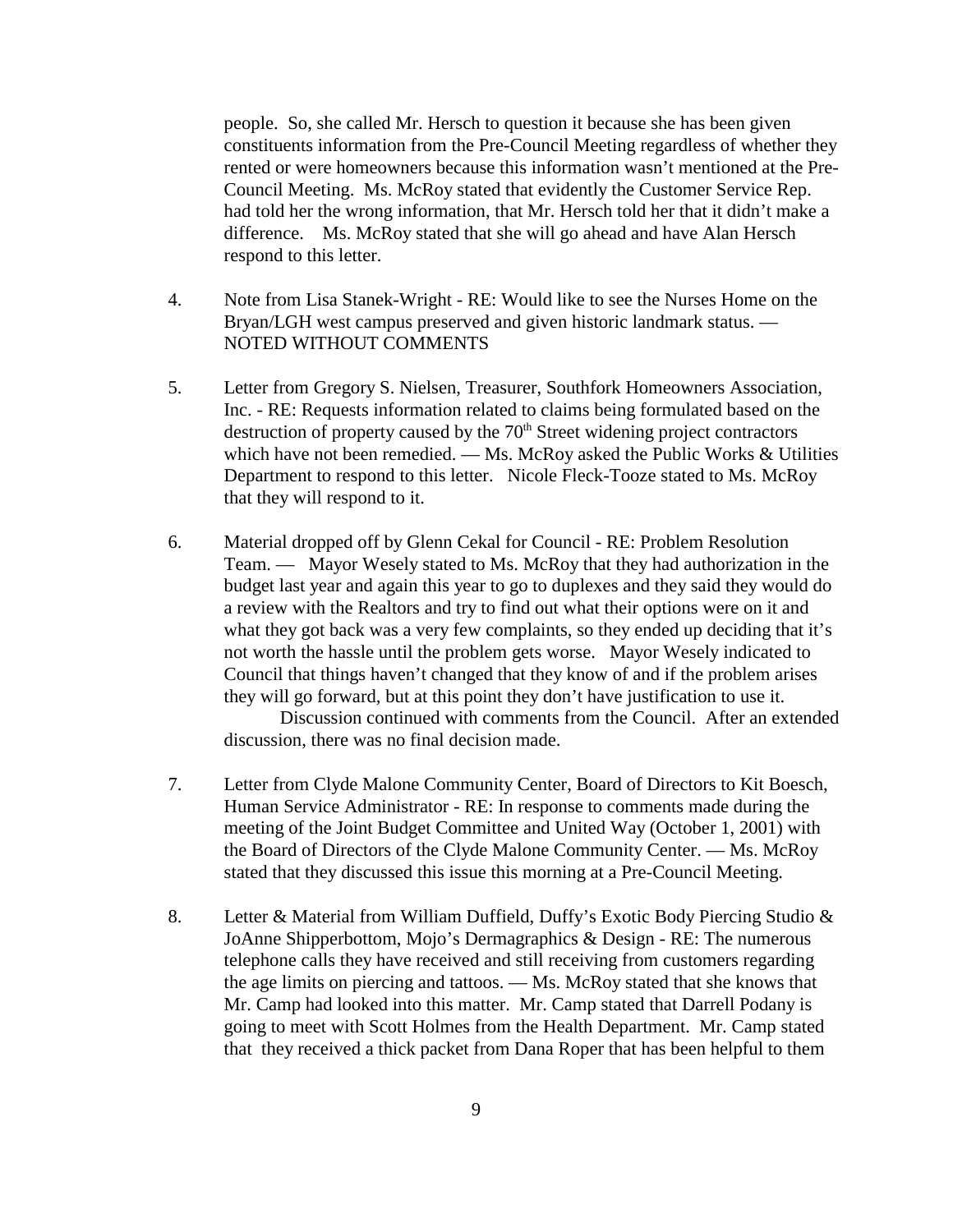people. So, she called Mr. Hersch to question it because she has been given constituents information from the Pre-Council Meeting regardless of whether they rented or were homeowners because this information wasn't mentioned at the Pre-Council Meeting. Ms. McRoy stated that evidently the Customer Service Rep. had told her the wrong information, that Mr. Hersch told her that it didn't make a difference. Ms. McRoy stated that she will go ahead and have Alan Hersch respond to this letter.

4. Note from Lisa Stanek-Wright - RE: Would like to see the Nurses Home on the Bryan/LGH west campus preserved and given historic landmark status. — NOTED WITHOUT COMMENTS

5. Letter from Gregory S. Nielsen, Treasurer, Southfork Homeowners Association, Inc. - RE: Requests information related to claims being formulated based on the destruction of property caused by the 70th Street widening project contractors which have not been remedied. — Ms. McRoy asked the Public Works & Utilities Department to respond to this letter. Nicole Fleck-Tooze stated to Ms. McRoy that they will respond to it.

6. Material dropped off by Glenn Cekal for Council - RE: Problem Resolution Team. — Mayor Wesely stated to Ms. McRoy that they had authorization in the budget last year and again this year to go to duplexes and they said they would do a review with the Realtors and try to find out what their options were on it and what they got back was a very few complaints, so they ended up deciding that it's not worth the hassle until the problem gets worse. Mayor Wesely indicated to Council that things haven't changed that they know of and if the problem arises they will go forward, but at this point they don't have justification to use it.

   Discussion continued with comments from the Council. After an extended discussion, there was no final decision made.

7. Letter from Clyde Malone Community Center, Board of Directors to Kit Boesch, Human Service Administrator - RE: In response to comments made during the meeting of the Joint Budget Committee and United Way (October 1, 2001) with the Board of Directors of the Clyde Malone Community Center. — Ms. McRoy stated that they discussed this issue this morning at a Pre-Council Meeting.

8. Letter & Material from William Duffield, Duffy's Exotic Body Piercing Studio & JoAnne Shipperbottom, Mojo's Dermagraphics & Design - RE: The numerous telephone calls they have received and still receiving from customers regarding the age limits on piercing and tattoos. — Ms. McRoy stated that she knows that Mr. Camp had looked into this matter. Mr. Camp stated that Darrell Podany is going to meet with Scott Holmes from the Health Department. Mr. Camp stated that they received a thick packet from Dana Roper that has been helpful to them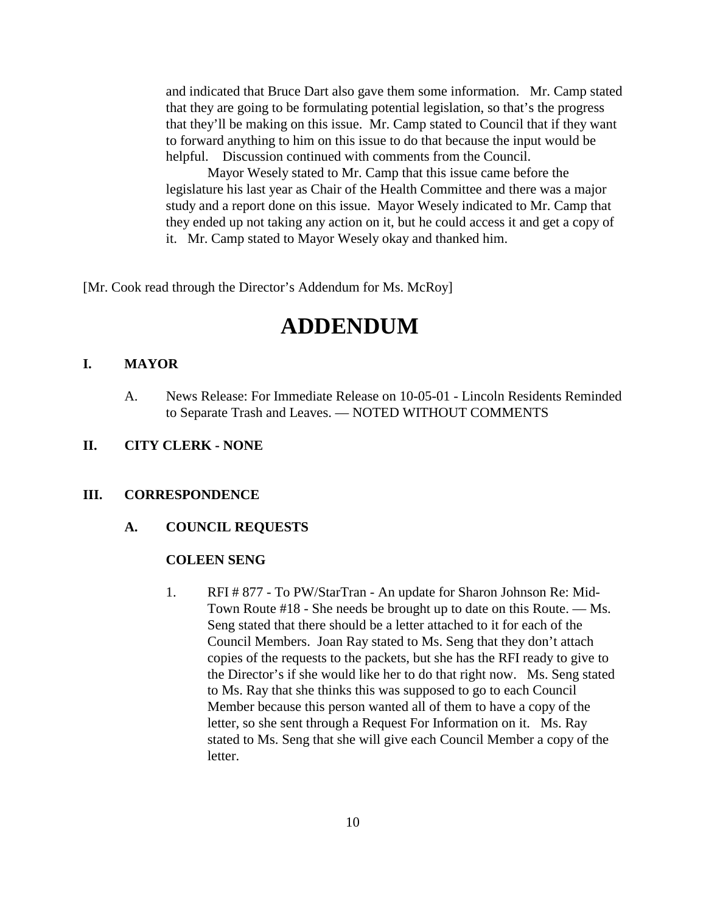and indicated that Bruce Dart also gave them some information. Mr. Camp stated that they are going to be formulating potential legislation, so that's the progress that they'll be making on this issue. Mr. Camp stated to Council that if they want to forward anything to him on this issue to do that because the input would be helpful. Discussion continued with comments from the Council.

Mayor Wesely stated to Mr. Camp that this issue came before the legislature his last year as Chair of the Health Committee and there was a major study and a report done on this issue. Mayor Wesely indicated to Mr. Camp that they ended up not taking any action on it, but he could access it and get a copy of it. Mr. Camp stated to Mayor Wesely okay and thanked him.

[Mr. Cook read through the Director's Addendum for Ms. McRoy]

# ADDENDUM

## I. MAYOR

A. News Release: For Immediate Release on 10-05-01 - Lincoln Residents Reminded to Separate Trash and Leaves. — NOTED WITHOUT COMMENTS

## II. CITY CLERK - NONE

## III. CORRESPONDENCE

### A. COUNCIL REQUESTS

**COLEEN SENG**

1. RFI # 877 - To PW/StarTran - An update for Sharon Johnson Re: Mid-Town Route #18 - She needs be brought up to date on this Route. — Ms. Seng stated that there should be a letter attached to it for each of the Council Members. Joan Ray stated to Ms. Seng that they don't attach copies of the requests to the packets, but she has the RFI ready to give to the Director's if she would like her to do that right now. Ms. Seng stated to Ms. Ray that she thinks this was supposed to go to each Council Member because this person wanted all of them to have a copy of the letter, so she sent through a Request For Information on it. Ms. Ray stated to Ms. Seng that she will give each Council Member a copy of the letter.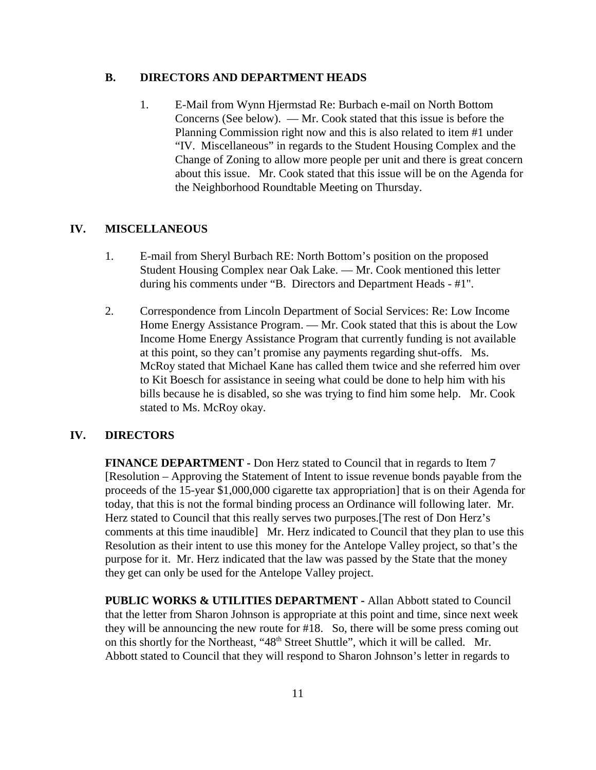## B. DIRECTORS AND DEPARTMENT HEADS

1. E-Mail from Wynn Hjermstad Re: Burbach e-mail on North Bottom Concerns (See below). — Mr. Cook stated that this issue is before the Planning Commission right now and this is also related to item #1 under "IV. Miscellaneous" in regards to the Student Housing Complex and the Change of Zoning to allow more people per unit and there is great concern about this issue. Mr. Cook stated that this issue will be on the Agenda for the Neighborhood Roundtable Meeting on Thursday.

## IV. MISCELLANEOUS

1. E-mail from Sheryl Burbach RE: North Bottom's position on the proposed Student Housing Complex near Oak Lake. — Mr. Cook mentioned this letter during his comments under "B. Directors and Department Heads - #1".

2. Correspondence from Lincoln Department of Social Services: Re: Low Income Home Energy Assistance Program. — Mr. Cook stated that this is about the Low Income Home Energy Assistance Program that currently funding is not available at this point, so they can't promise any payments regarding shut-offs. Ms. McRoy stated that Michael Kane has called them twice and she referred him over to Kit Boesch for assistance in seeing what could be done to help him with his bills because he is disabled, so she was trying to find him some help. Mr. Cook stated to Ms. McRoy okay.

## IV. DIRECTORS

**FINANCE DEPARTMENT -** Don Herz stated to Council that in regards to Item 7 [Resolution – Approving the Statement of Intent to issue revenue bonds payable from the proceeds of the 15-year $1,000,000 cigarette tax appropriation] that is on their Agenda for today, that this is not the formal binding process an Ordinance will following later. Mr. Herz stated to Council that this really serves two purposes.[The rest of Don Herz's comments at this time inaudible] Mr. Herz indicated to Council that they plan to use this Resolution as their intent to use this money for the Antelope Valley project, so that's the purpose for it. Mr. Herz indicated that the law was passed by the State that the money they get can only be used for the Antelope Valley project.

**PUBLIC WORKS & UTILITIES DEPARTMENT -** Allan Abbott stated to Council that the letter from Sharon Johnson is appropriate at this point and time, since next week they will be announcing the new route for #18. So, there will be some press coming out on this shortly for the Northeast, "48th Street Shuttle", which it will be called. Mr. Abbott stated to Council that they will respond to Sharon Johnson's letter in regards to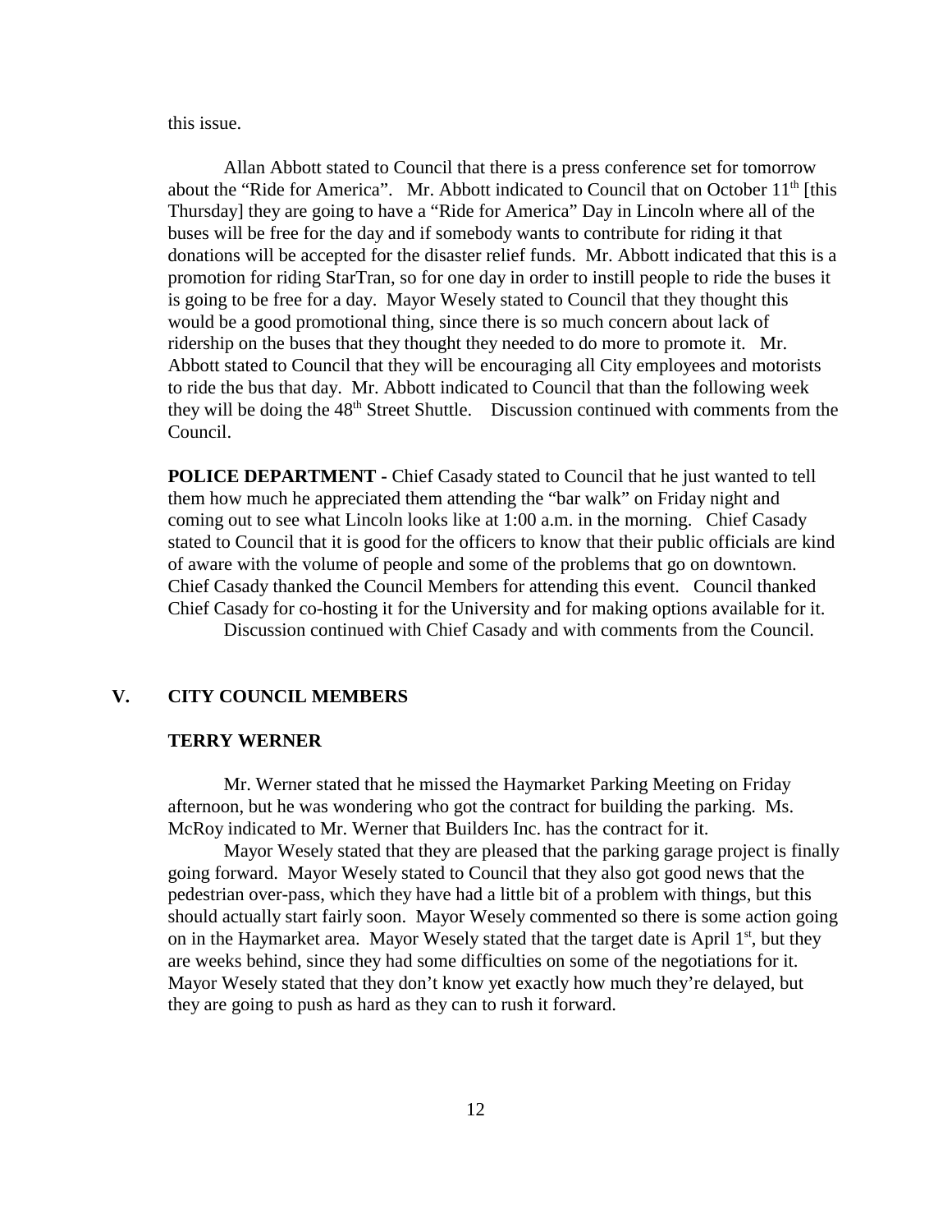this issue.

Allan Abbott stated to Council that there is a press conference set for tomorrow about the "Ride for America". Mr. Abbott indicated to Council that on October 11th [this Thursday] they are going to have a "Ride for America" Day in Lincoln where all of the buses will be free for the day and if somebody wants to contribute for riding it that donations will be accepted for the disaster relief funds. Mr. Abbott indicated that this is a promotion for riding StarTran, so for one day in order to instill people to ride the buses it is going to be free for a day. Mayor Wesely stated to Council that they thought this would be a good promotional thing, since there is so much concern about lack of ridership on the buses that they thought they needed to do more to promote it. Mr. Abbott stated to Council that they will be encouraging all City employees and motorists to ride the bus that day. Mr. Abbott indicated to Council that than the following week they will be doing the 48th Street Shuttle. Discussion continued with comments from the Council.

**POLICE DEPARTMENT -** Chief Casady stated to Council that he just wanted to tell them how much he appreciated them attending the "bar walk" on Friday night and coming out to see what Lincoln looks like at 1:00 a.m. in the morning. Chief Casady stated to Council that it is good for the officers to know that their public officials are kind of aware with the volume of people and some of the problems that go on downtown. Chief Casady thanked the Council Members for attending this event. Council thanked Chief Casady for co-hosting it for the University and for making options available for it.

Discussion continued with Chief Casady and with comments from the Council.

## V. CITY COUNCIL MEMBERS

### TERRY WERNER

Mr. Werner stated that he missed the Haymarket Parking Meeting on Friday afternoon, but he was wondering who got the contract for building the parking. Ms. McRoy indicated to Mr. Werner that Builders Inc. has the contract for it.

Mayor Wesely stated that they are pleased that the parking garage project is finally going forward. Mayor Wesely stated to Council that they also got good news that the pedestrian over-pass, which they have had a little bit of a problem with things, but this should actually start fairly soon. Mayor Wesely commented so there is some action going on in the Haymarket area. Mayor Wesely stated that the target date is April 1st, but they are weeks behind, since they had some difficulties on some of the negotiations for it. Mayor Wesely stated that they don't know yet exactly how much they're delayed, but they are going to push as hard as they can to rush it forward.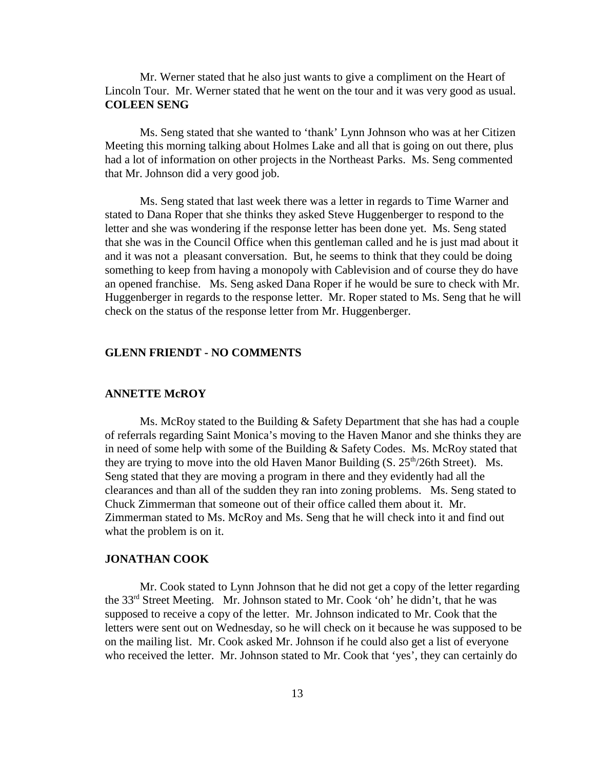Mr. Werner stated that he also just wants to give a compliment on the Heart of Lincoln Tour. Mr. Werner stated that he went on the tour and it was very good as usual.

**COLEEN SENG**

Ms. Seng stated that she wanted to 'thank' Lynn Johnson who was at her Citizen Meeting this morning talking about Holmes Lake and all that is going on out there, plus had a lot of information on other projects in the Northeast Parks. Ms. Seng commented that Mr. Johnson did a very good job.

Ms. Seng stated that last week there was a letter in regards to Time Warner and stated to Dana Roper that she thinks they asked Steve Huggenberger to respond to the letter and she was wondering if the response letter has been done yet. Ms. Seng stated that she was in the Council Office when this gentleman called and he is just mad about it and it was not a pleasant conversation. But, he seems to think that they could be doing something to keep from having a monopoly with Cablevision and of course they do have an opened franchise. Ms. Seng asked Dana Roper if he would be sure to check with Mr. Huggenberger in regards to the response letter. Mr. Roper stated to Ms. Seng that he will check on the status of the response letter from Mr. Huggenberger.

**GLENN FRIENDT - NO COMMENTS**

**ANNETTE McROY**

Ms. McRoy stated to the Building & Safety Department that she has had a couple of referrals regarding Saint Monica's moving to the Haven Manor and she thinks they are in need of some help with some of the Building & Safety Codes. Ms. McRoy stated that they are trying to move into the old Haven Manor Building (S. 25th/26th Street). Ms. Seng stated that they are moving a program in there and they evidently had all the clearances and than all of the sudden they ran into zoning problems. Ms. Seng stated to Chuck Zimmerman that someone out of their office called them about it. Mr. Zimmerman stated to Ms. McRoy and Ms. Seng that he will check into it and find out what the problem is on it.

**JONATHAN COOK**

Mr. Cook stated to Lynn Johnson that he did not get a copy of the letter regarding the 33rd Street Meeting. Mr. Johnson stated to Mr. Cook 'oh' he didn't, that he was supposed to receive a copy of the letter. Mr. Johnson indicated to Mr. Cook that the letters were sent out on Wednesday, so he will check on it because he was supposed to be on the mailing list. Mr. Cook asked Mr. Johnson if he could also get a list of everyone who received the letter. Mr. Johnson stated to Mr. Cook that 'yes', they can certainly do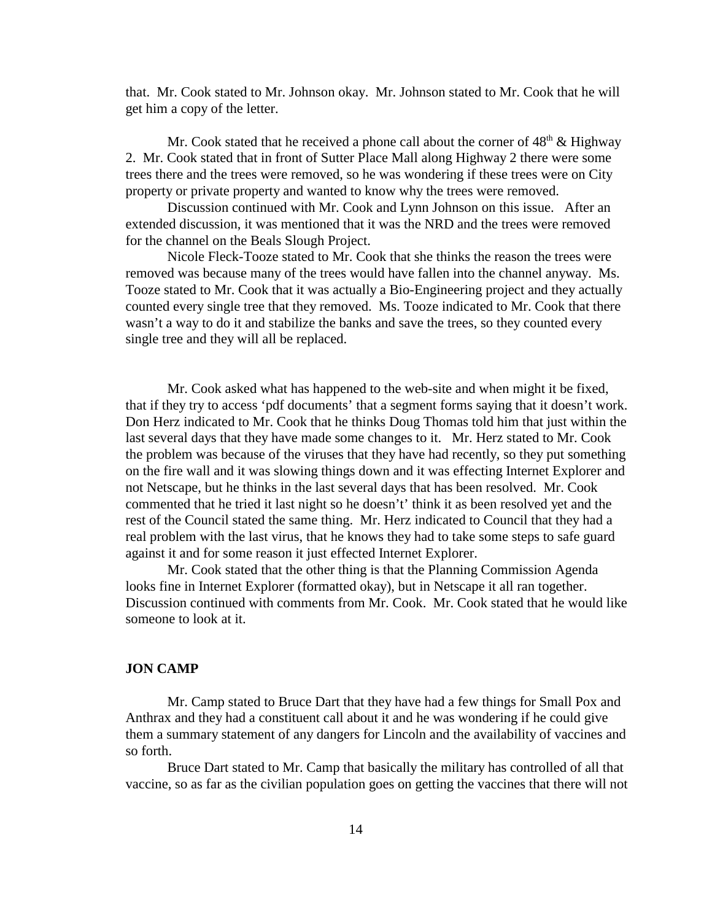that. Mr. Cook stated to Mr. Johnson okay. Mr. Johnson stated to Mr. Cook that he will get him a copy of the letter.

Mr. Cook stated that he received a phone call about the corner of 48th & Highway 2. Mr. Cook stated that in front of Sutter Place Mall along Highway 2 there were some trees there and the trees were removed, so he was wondering if these trees were on City property or private property and wanted to know why the trees were removed.

Discussion continued with Mr. Cook and Lynn Johnson on this issue. After an extended discussion, it was mentioned that it was the NRD and the trees were removed for the channel on the Beals Slough Project.

Nicole Fleck-Tooze stated to Mr. Cook that she thinks the reason the trees were removed was because many of the trees would have fallen into the channel anyway. Ms. Tooze stated to Mr. Cook that it was actually a Bio-Engineering project and they actually counted every single tree that they removed. Ms. Tooze indicated to Mr. Cook that there wasn't a way to do it and stabilize the banks and save the trees, so they counted every single tree and they will all be replaced.

Mr. Cook asked what has happened to the web-site and when might it be fixed, that if they try to access 'pdf documents' that a segment forms saying that it doesn't work. Don Herz indicated to Mr. Cook that he thinks Doug Thomas told him that just within the last several days that they have made some changes to it. Mr. Herz stated to Mr. Cook the problem was because of the viruses that they have had recently, so they put something on the fire wall and it was slowing things down and it was effecting Internet Explorer and not Netscape, but he thinks in the last several days that has been resolved. Mr. Cook commented that he tried it last night so he doesn't't think it as been resolved yet and the rest of the Council stated the same thing. Mr. Herz indicated to Council that they had a real problem with the last virus, that he knows they had to take some steps to safe guard against it and for some reason it just effected Internet Explorer.

Mr. Cook stated that the other thing is that the Planning Commission Agenda looks fine in Internet Explorer (formatted okay), but in Netscape it all ran together. Discussion continued with comments from Mr. Cook. Mr. Cook stated that he would like someone to look at it.

**JON CAMP**

Mr. Camp stated to Bruce Dart that they have had a few things for Small Pox and Anthrax and they had a constituent call about it and he was wondering if he could give them a summary statement of any dangers for Lincoln and the availability of vaccines and so forth.

Bruce Dart stated to Mr. Camp that basically the military has controlled of all that vaccine, so as far as the civilian population goes on getting the vaccines that there will not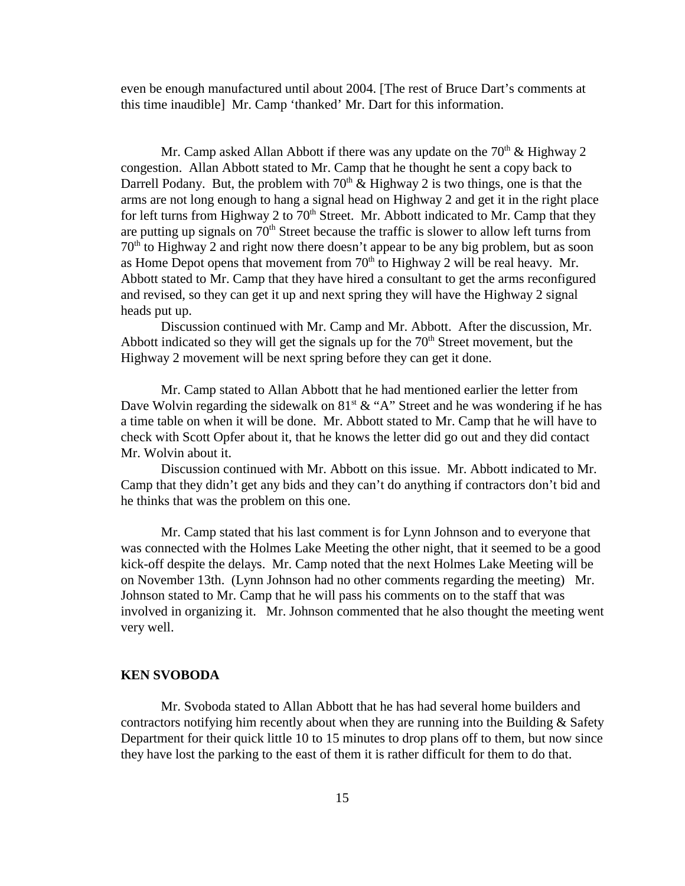even be enough manufactured until about 2004. [The rest of Bruce Dart's comments at this time inaudible] Mr. Camp 'thanked' Mr. Dart for this information.

Mr. Camp asked Allan Abbott if there was any update on the 70th & Highway 2 congestion. Allan Abbott stated to Mr. Camp that he thought he sent a copy back to Darrell Podany. But, the problem with 70th & Highway 2 is two things, one is that the arms are not long enough to hang a signal head on Highway 2 and get it in the right place for left turns from Highway 2 to 70th Street. Mr. Abbott indicated to Mr. Camp that they are putting up signals on 70th Street because the traffic is slower to allow left turns from 70th to Highway 2 and right now there doesn't appear to be any big problem, but as soon as Home Depot opens that movement from 70th to Highway 2 will be real heavy. Mr. Abbott stated to Mr. Camp that they have hired a consultant to get the arms reconfigured and revised, so they can get it up and next spring they will have the Highway 2 signal heads put up.

Discussion continued with Mr. Camp and Mr. Abbott. After the discussion, Mr. Abbott indicated so they will get the signals up for the 70th Street movement, but the Highway 2 movement will be next spring before they can get it done.

Mr. Camp stated to Allan Abbott that he had mentioned earlier the letter from Dave Wolvin regarding the sidewalk on 81st & "A" Street and he was wondering if he has a time table on when it will be done. Mr. Abbott stated to Mr. Camp that he will have to check with Scott Opfer about it, that he knows the letter did go out and they did contact Mr. Wolvin about it.

Discussion continued with Mr. Abbott on this issue. Mr. Abbott indicated to Mr. Camp that they didn't get any bids and they can't do anything if contractors don't bid and he thinks that was the problem on this one.

Mr. Camp stated that his last comment is for Lynn Johnson and to everyone that was connected with the Holmes Lake Meeting the other night, that it seemed to be a good kick-off despite the delays. Mr. Camp noted that the next Holmes Lake Meeting will be on November 13th. (Lynn Johnson had no other comments regarding the meeting) Mr. Johnson stated to Mr. Camp that he will pass his comments on to the staff that was involved in organizing it. Mr. Johnson commented that he also thought the meeting went very well.

**KEN SVOBODA**

Mr. Svoboda stated to Allan Abbott that he has had several home builders and contractors notifying him recently about when they are running into the Building & Safety Department for their quick little 10 to 15 minutes to drop plans off to them, but now since they have lost the parking to the east of them it is rather difficult for them to do that.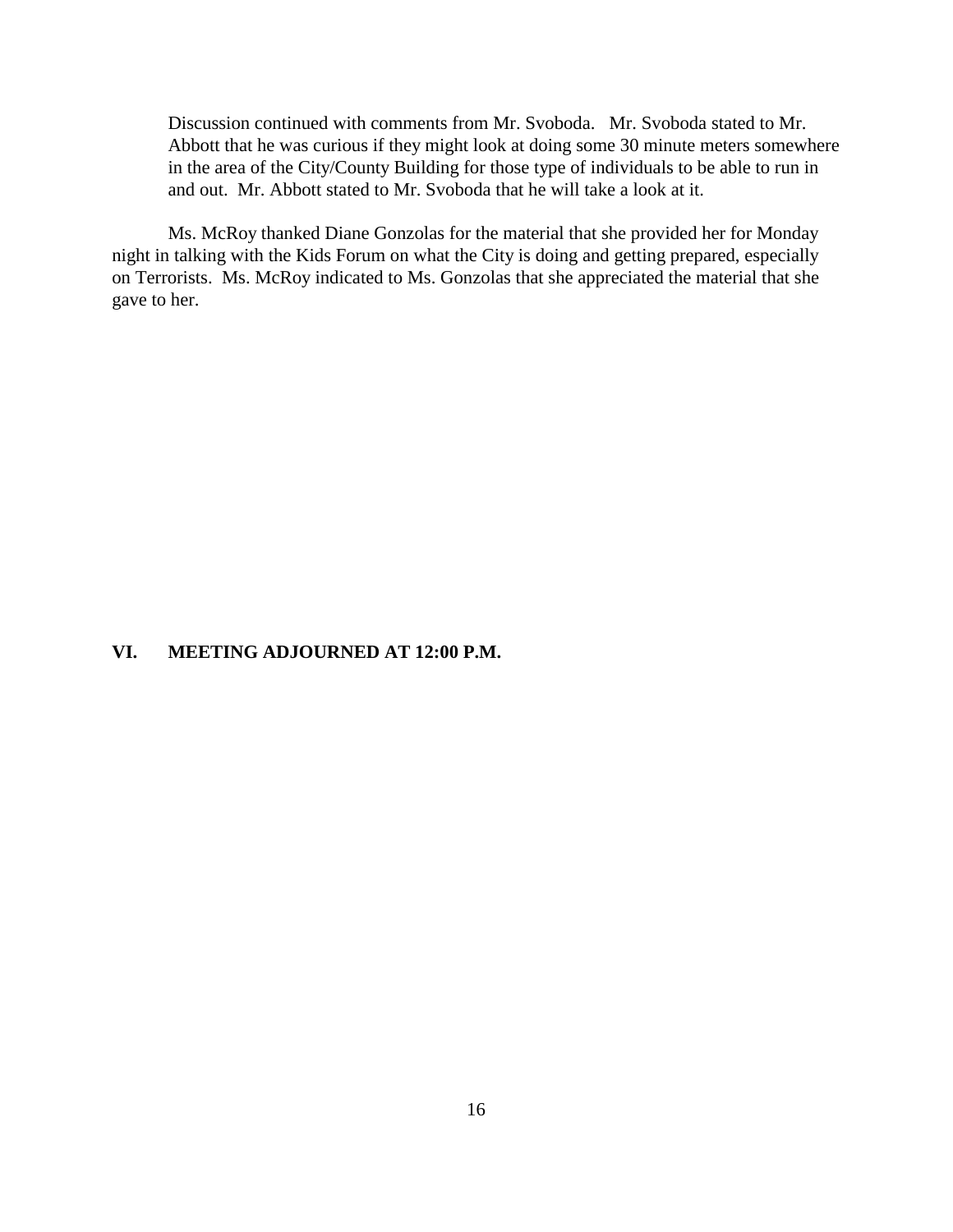Discussion continued with comments from Mr. Svoboda. Mr. Svoboda stated to Mr. Abbott that he was curious if they might look at doing some 30 minute meters somewhere in the area of the City/County Building for those type of individuals to be able to run in and out. Mr. Abbott stated to Mr. Svoboda that he will take a look at it.

Ms. McRoy thanked Diane Gonzolas for the material that she provided her for Monday night in talking with the Kids Forum on what the City is doing and getting prepared, especially on Terrorists. Ms. McRoy indicated to Ms. Gonzolas that she appreciated the material that she gave to her.

**VI. MEETING ADJOURNED AT 12:00 P.M.**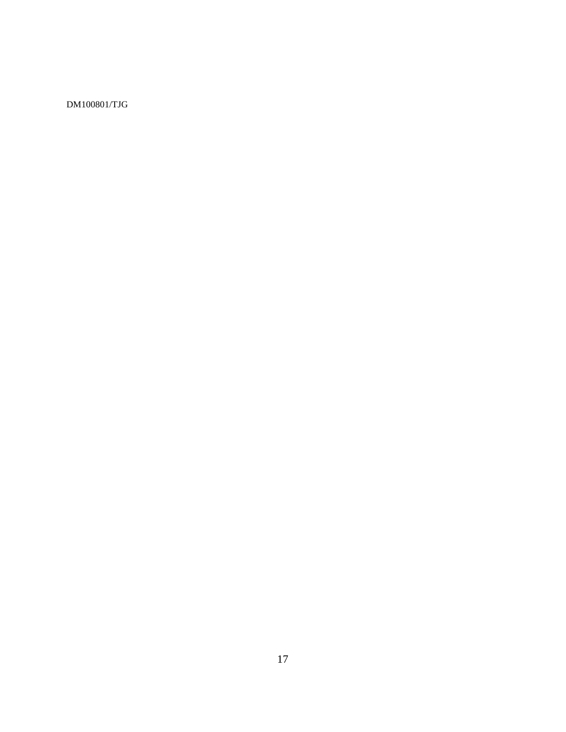DM100801/TJG